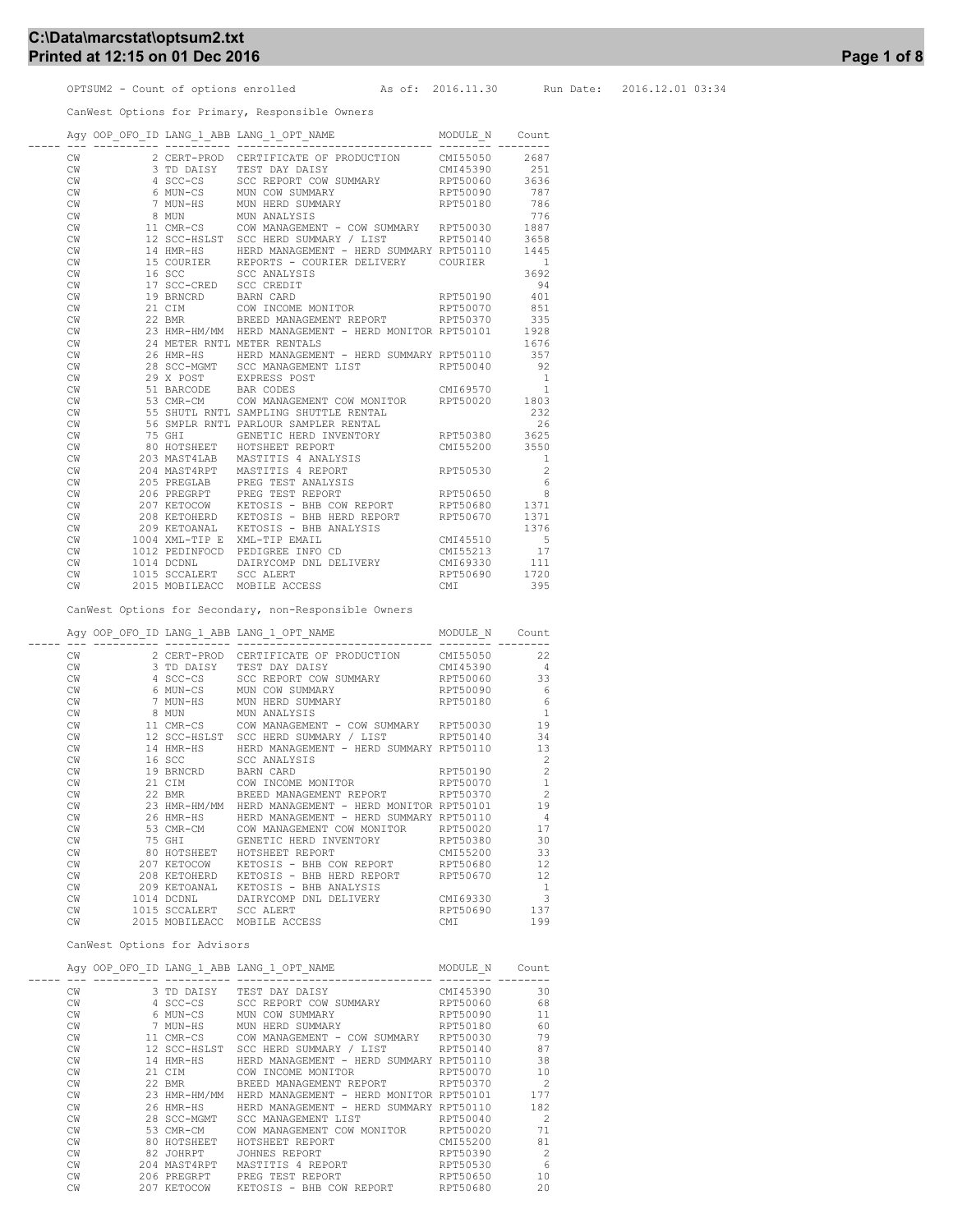OPTSUM2 - Count of options enrolled As of: 2016.11.30 Run Date: 2016.12.01 03:34

CanWest Options for Primary, Responsible Owners

| | Agy | OOP_OFO_ID | LANG_1_ABB | LANG_1_OPT_NAME | MODULE_N | Count |
|---|---|---|---|---|---|---|
| | CW | 2 | CERT-PROD | CERTIFICATE OF PRODUCTION | CMI55050 | 2687 |
| | CW | 3 | TD DAISY | TEST DAY DAISY | CMI45390 | 251 |
| | CW | 4 | SCC-CS | SCC REPORT COW SUMMARY | RPT50060 | 3636 |
| | CW | 6 | MUN-CS | MUN COW SUMMARY | RPT50090 | 787 |
| | CW | 7 | MUN-HS | MUN HERD SUMMARY | RPT50180 | 786 |
| | CW | 8 | MUN | MUN ANALYSIS | | 776 |
| | CW | 11 | CMR-CS | COW MANAGEMENT - COW SUMMARY | RPT50030 | 1887 |
| | CW | 12 | SCC-HSLST | SCC HERD SUMMARY / LIST | RPT50140 | 3658 |
| | CW | 14 | HMR-HS | HERD MANAGEMENT - HERD SUMMARY | RPT50110 | 1445 |
| | CW | 15 | COURIER | REPORTS - COURIER DELIVERY | COURIER | 1 |
| | CW | 16 | SCC | SCC ANALYSIS | | 3692 |
| | CW | 17 | SCC-CRED | SCC CREDIT | | 94 |
| | CW | 19 | BRNCRD | BARN CARD | RPT50190 | 401 |
| | CW | 21 | CIM | COW INCOME MONITOR | RPT50070 | 851 |
| | CW | 22 | BMR | BREED MANAGEMENT REPORT | RPT50370 | 335 |
| | CW | 23 | HMR-HM/MM | HERD MANAGEMENT - HERD MONITOR | RPT50101 | 1928 |
| | CW | 24 | METER RNTL | METER RENTALS | | 1676 |
| | CW | 26 | HMR-HS | HERD MANAGEMENT - HERD SUMMARY | RPT50110 | 357 |
| | CW | 28 | SCC-MGMT | SCC MANAGEMENT LIST | RPT50040 | 92 |
| | CW | 29 | X POST | EXPRESS POST | | 1 |
| | CW | 51 | BARCODE | BAR CODES | CMI69570 | 1 |
| | CW | 53 | CMR-CM | COW MANAGEMENT COW MONITOR | RPT50020 | 1803 |
| | CW | 55 | SHUTL RNTL | SAMPLING SHUTTLE RENTAL | | 232 |
| | CW | 56 | SMPLR RNTL | PARLOUR SAMPLER RENTAL | | 26 |
| | CW | 75 | GHI | GENETIC HERD INVENTORY | RPT50380 | 3625 |
| | CW | 80 | HOTSHEET | HOTSHEET REPORT | CMI55200 | 3550 |
| | CW | 203 | MAST4LAB | MASTITIS 4 ANALYSIS | | 1 |
| | CW | 204 | MAST4RPT | MASTITIS 4 REPORT | RPT50530 | 2 |
| | CW | 205 | PREGLAB | PREG TEST ANALYSIS | | 6 |
| | CW | 206 | PREGRPT | PREG TEST REPORT | RPT50650 | 8 |
| | CW | 207 | KETOCOW | KETOSIS - BHB COW REPORT | RPT50680 | 1371 |
| | CW | 208 | KETOHERD | KETOSIS - BHB HERD REPORT | RPT50670 | 1371 |
| | CW | 209 | KETOANAL | KETOSIS - BHB ANALYSIS | | 1376 |
| | CW | 1004 | XML-TIP E | XML-TIP EMAIL | CMI45510 | 5 |
| | CW | 1012 | PEDINFOCD | PEDIGREE INFO CD | CMI55213 | 17 |
| | CW | 1014 | DCDNL | DAIRYCOMP DNL DELIVERY | CMI69330 | 111 |
| | CW | 1015 | SCCALERT | SCC ALERT | RPT50690 | 1720 |
| | CW | 2015 | MOBILEACC | MOBILE ACCESS | CMI | 395 |

CanWest Options for Secondary, non-Responsible Owners

| | Agy | OOP_OFO_ID | LANG_1_ABB | LANG_1_OPT_NAME | MODULE_N | Count |
|---|---|---|---|---|---|---|
| | CW | 2 | CERT-PROD | CERTIFICATE OF PRODUCTION | CMI55050 | 22 |
| | CW | 3 | TD DAISY | TEST DAY DAISY | CMI45390 | 4 |
| | CW | 4 | SCC-CS | SCC REPORT COW SUMMARY | RPT50060 | 33 |
| | CW | 6 | MUN-CS | MUN COW SUMMARY | RPT50090 | 6 |
| | CW | 7 | MUN-HS | MUN HERD SUMMARY | RPT50180 | 6 |
| | CW | 8 | MUN | MUN ANALYSIS | | 1 |
| | CW | 11 | CMR-CS | COW MANAGEMENT - COW SUMMARY | RPT50030 | 19 |
| | CW | 12 | SCC-HSLST | SCC HERD SUMMARY / LIST | RPT50140 | 34 |
| | CW | 14 | HMR-HS | HERD MANAGEMENT - HERD SUMMARY | RPT50110 | 13 |
| | CW | 16 | SCC | SCC ANALYSIS | | 2 |
| | CW | 19 | BRNCRD | BARN CARD | RPT50190 | 2 |
| | CW | 21 | CIM | COW INCOME MONITOR | RPT50070 | 1 |
| | CW | 22 | BMR | BREED MANAGEMENT REPORT | RPT50370 | 2 |
| | CW | 23 | HMR-HM/MM | HERD MANAGEMENT - HERD MONITOR | RPT50101 | 19 |
| | CW | 26 | HMR-HS | HERD MANAGEMENT - HERD SUMMARY | RPT50110 | 4 |
| | CW | 53 | CMR-CM | COW MANAGEMENT COW MONITOR | RPT50020 | 17 |
| | CW | 75 | GHI | GENETIC HERD INVENTORY | RPT50380 | 30 |
| | CW | 80 | HOTSHEET | HOTSHEET REPORT | CMI55200 | 33 |
| | CW | 207 | KETOCOW | KETOSIS - BHB COW REPORT | RPT50680 | 12 |
| | CW | 208 | KETOHERD | KETOSIS - BHB HERD REPORT | RPT50670 | 12 |
| | CW | 209 | KETOANAL | KETOSIS - BHB ANALYSIS | | 1 |
| | CW | 1014 | DCDNL | DAIRYCOMP DNL DELIVERY | CMI69330 | 3 |
| | CW | 1015 | SCCALERT | SCC ALERT | RPT50690 | 137 |
| | CW | 2015 | MOBILEACC | MOBILE ACCESS | CMI | 199 |

CanWest Options for Advisors

| | Agy | OOP_OFO_ID | LANG_1_ABB | LANG_1_OPT_NAME | MODULE_N | Count |
|---|---|---|---|---|---|---|
| | CW | 3 | TD DAISY | TEST DAY DAISY | CMI45390 | 30 |
| | CW | 4 | SCC-CS | SCC REPORT COW SUMMARY | RPT50060 | 68 |
| | CW | 6 | MUN-CS | MUN COW SUMMARY | RPT50090 | 11 |
| | CW | 7 | MUN-HS | MUN HERD SUMMARY | RPT50180 | 60 |
| | CW | 11 | CMR-CS | COW MANAGEMENT - COW SUMMARY | RPT50030 | 79 |
| | CW | 12 | SCC-HSLST | SCC HERD SUMMARY / LIST | RPT50140 | 87 |
| | CW | 14 | HMR-HS | HERD MANAGEMENT - HERD SUMMARY | RPT50110 | 38 |
| | CW | 21 | CIM | COW INCOME MONITOR | RPT50070 | 10 |
| | CW | 22 | BMR | BREED MANAGEMENT REPORT | RPT50370 | 2 |
| | CW | 23 | HMR-HM/MM | HERD MANAGEMENT - HERD MONITOR | RPT50101 | 177 |
| | CW | 26 | HMR-HS | HERD MANAGEMENT - HERD SUMMARY | RPT50110 | 182 |
| | CW | 28 | SCC-MGMT | SCC MANAGEMENT LIST | RPT50040 | 2 |
| | CW | 53 | CMR-CM | COW MANAGEMENT COW MONITOR | RPT50020 | 71 |
| | CW | 80 | HOTSHEET | HOTSHEET REPORT | CMI55200 | 81 |
| | CW | 82 | JOHRPT | JOHNES REPORT | RPT50390 | 2 |
| | CW | 204 | MAST4RPT | MASTITIS 4 REPORT | RPT50530 | 6 |
| | CW | 206 | PREGRPT | PREG TEST REPORT | RPT50650 | 10 |
| | CW | 207 | KETOCOW | KETOSIS - BHB COW REPORT | RPT50680 | 20 |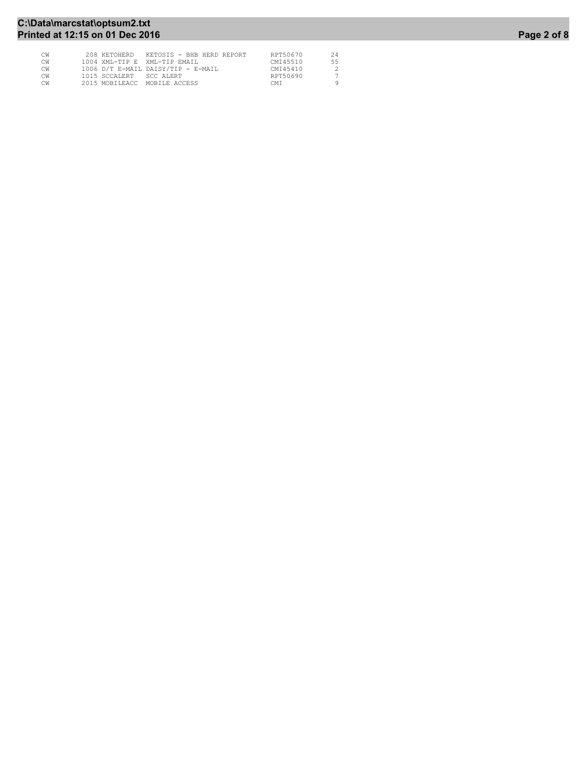```
CW        208 KETOHERD   KETOSIS - BHB HERD REPORT      RPT50670      24
CW       1004 XML-TIP E  XML-TIP EMAIL                  CMI45510      55
CW       1006 D/T E-MAIL DAISY/TIP - E-MAIL             CMI45410       2
CW       1015 SCCALERT   SCC ALERT                      RPT50690       7
CW       2015 MOBILEACC  MOBILE ACCESS                  CMI            9
```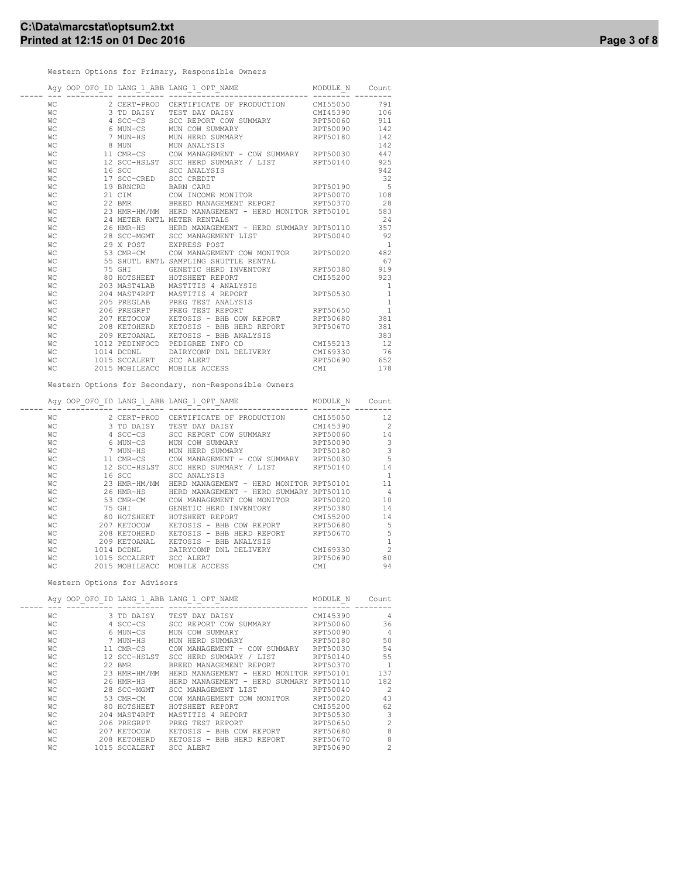Western Options for Primary, Responsible Owners

| Agy | OOP_OFO_ID | LANG_1_ABB | LANG_1_OPT_NAME | MODULE_N | Count |
| --- | --- | --- | --- | --- | --- |
| WC | 2 | CERT-PROD | CERTIFICATE OF PRODUCTION | CMI55050 | 791 |
| WC | 3 | TD DAISY | TEST DAY DAISY | CMI45390 | 106 |
| WC | 4 | SCC-CS | SCC REPORT COW SUMMARY | RPT50060 | 911 |
| WC | 6 | MUN-CS | MUN COW SUMMARY | RPT50090 | 142 |
| WC | 7 | MUN-HS | MUN HERD SUMMARY | RPT50180 | 142 |
| WC | 8 | MUN | MUN ANALYSIS | | 142 |
| WC | 11 | CMR-CS | COW MANAGEMENT - COW SUMMARY | RPT50030 | 447 |
| WC | 12 | SCC-HSLST | SCC HERD SUMMARY / LIST | RPT50140 | 925 |
| WC | 16 | SCC | SCC ANALYSIS | | 942 |
| WC | 17 | SCC-CRED | SCC CREDIT | | 32 |
| WC | 19 | BRNCRD | BARN CARD | RPT50190 | 5 |
| WC | 21 | CIM | COW INCOME MONITOR | RPT50070 | 108 |
| WC | 22 | BMR | BREED MANAGEMENT REPORT | RPT50370 | 28 |
| WC | 23 | HMR-HM/MM | HERD MANAGEMENT - HERD MONITOR | RPT50101 | 583 |
| WC | 24 | METER RNTL | METER RENTALS | | 24 |
| WC | 26 | HMR-HS | HERD MANAGEMENT - HERD SUMMARY | RPT50110 | 357 |
| WC | 28 | SCC-MGMT | SCC MANAGEMENT LIST | RPT50040 | 92 |
| WC | 29 | X POST | EXPRESS POST | | 1 |
| WC | 53 | CMR-CM | COW MANAGEMENT COW MONITOR | RPT50020 | 482 |
| WC | 55 | SHUTL RNTL | SAMPLING SHUTTLE RENTAL | | 67 |
| WC | 75 | GHI | GENETIC HERD INVENTORY | RPT50380 | 919 |
| WC | 80 | HOTSHEET | HOTSHEET REPORT | CMI55200 | 923 |
| WC | 203 | MAST4LAB | MASTITIS 4 ANALYSIS | | 1 |
| WC | 204 | MAST4RPT | MASTITIS 4 REPORT | RPT50530 | 1 |
| WC | 205 | PREGLAB | PREG TEST ANALYSIS | | 1 |
| WC | 206 | PREGRPT | PREG TEST REPORT | RPT50650 | 1 |
| WC | 207 | KETOCOW | KETOSIS - BHB COW REPORT | RPT50680 | 381 |
| WC | 208 | KETOHERD | KETOSIS - BHB HERD REPORT | RPT50670 | 381 |
| WC | 209 | KETOANAL | KETOSIS - BHB ANALYSIS | | 383 |
| WC | 1012 | PEDINFOCD | PEDIGREE INFO CD | CMI55213 | 12 |
| WC | 1014 | DCDNL | DAIRYCOMP DNL DELIVERY | CMI69330 | 76 |
| WC | 1015 | SCCALERT | SCC ALERT | RPT50690 | 652 |
| WC | 2015 | MOBILEACC | MOBILE ACCESS | CMI | 178 |

Western Options for Secondary, non-Responsible Owners

| Agy | OOP_OFO_ID | LANG_1_ABB | LANG_1_OPT_NAME | MODULE_N | Count |
| --- | --- | --- | --- | --- | --- |
| WC | 2 | CERT-PROD | CERTIFICATE OF PRODUCTION | CMI55050 | 12 |
| WC | 3 | TD DAISY | TEST DAY DAISY | CMI45390 | 2 |
| WC | 4 | SCC-CS | SCC REPORT COW SUMMARY | RPT50060 | 14 |
| WC | 6 | MUN-CS | MUN COW SUMMARY | RPT50090 | 3 |
| WC | 7 | MUN-HS | MUN HERD SUMMARY | RPT50180 | 3 |
| WC | 11 | CMR-CS | COW MANAGEMENT - COW SUMMARY | RPT50030 | 5 |
| WC | 12 | SCC-HSLST | SCC HERD SUMMARY / LIST | RPT50140 | 14 |
| WC | 16 | SCC | SCC ANALYSIS | | 1 |
| WC | 23 | HMR-HM/MM | HERD MANAGEMENT - HERD MONITOR | RPT50101 | 11 |
| WC | 26 | HMR-HS | HERD MANAGEMENT - HERD SUMMARY | RPT50110 | 4 |
| WC | 53 | CMR-CM | COW MANAGEMENT COW MONITOR | RPT50020 | 10 |
| WC | 75 | GHI | GENETIC HERD INVENTORY | RPT50380 | 14 |
| WC | 80 | HOTSHEET | HOTSHEET REPORT | CMI55200 | 14 |
| WC | 207 | KETOCOW | KETOSIS - BHB COW REPORT | RPT50680 | 5 |
| WC | 208 | KETOHERD | KETOSIS - BHB HERD REPORT | RPT50670 | 5 |
| WC | 209 | KETOANAL | KETOSIS - BHB ANALYSIS | | 1 |
| WC | 1014 | DCDNL | DAIRYCOMP DNL DELIVERY | CMI69330 | 2 |
| WC | 1015 | SCCALERT | SCC ALERT | RPT50690 | 80 |
| WC | 2015 | MOBILEACC | MOBILE ACCESS | CMI | 94 |

Western Options for Advisors

| Agy | OOP_OFO_ID | LANG_1_ABB | LANG_1_OPT_NAME | MODULE_N | Count |
| --- | --- | --- | --- | --- | --- |
| WC | 3 | TD DAISY | TEST DAY DAISY | CMI45390 | 4 |
| WC | 4 | SCC-CS | SCC REPORT COW SUMMARY | RPT50060 | 36 |
| WC | 6 | MUN-CS | MUN COW SUMMARY | RPT50090 | 4 |
| WC | 7 | MUN-HS | MUN HERD SUMMARY | RPT50180 | 50 |
| WC | 11 | CMR-CS | COW MANAGEMENT - COW SUMMARY | RPT50030 | 54 |
| WC | 12 | SCC-HSLST | SCC HERD SUMMARY / LIST | RPT50140 | 55 |
| WC | 22 | BMR | BREED MANAGEMENT REPORT | RPT50370 | 1 |
| WC | 23 | HMR-HM/MM | HERD MANAGEMENT - HERD MONITOR | RPT50101 | 137 |
| WC | 26 | HMR-HS | HERD MANAGEMENT - HERD SUMMARY | RPT50110 | 182 |
| WC | 28 | SCC-MGMT | SCC MANAGEMENT LIST | RPT50040 | 2 |
| WC | 53 | CMR-CM | COW MANAGEMENT COW MONITOR | RPT50020 | 43 |
| WC | 80 | HOTSHEET | HOTSHEET REPORT | CMI55200 | 62 |
| WC | 204 | MAST4RPT | MASTITIS 4 REPORT | RPT50530 | 3 |
| WC | 206 | PREGRPT | PREG TEST REPORT | RPT50650 | 2 |
| WC | 207 | KETOCOW | KETOSIS - BHB COW REPORT | RPT50680 | 8 |
| WC | 208 | KETOHERD | KETOSIS - BHB HERD REPORT | RPT50670 | 8 |
| WC | 1015 | SCCALERT | SCC ALERT | RPT50690 | 2 |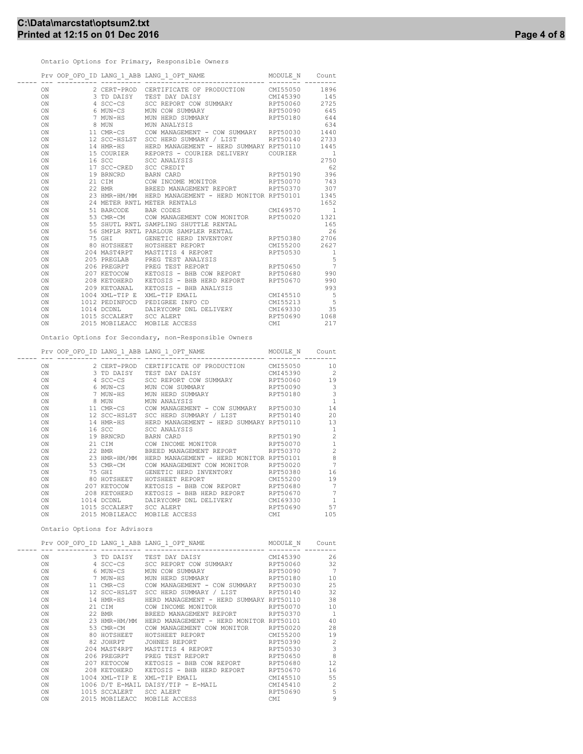Ontario Options for Primary, Responsible Owners

| Prv | OOP_OFO_ID | LANG_1_ABB | LANG_1_OPT_NAME | MODULE_N | Count |
|---|---|---|---|---|---|
| ON | 2 | CERT-PROD | CERTIFICATE OF PRODUCTION | CMI55050 | 1896 |
| ON | 3 | TD DAISY | TEST DAY DAISY | CMI45390 | 145 |
| ON | 4 | SCC-CS | SCC REPORT COW SUMMARY | RPT50060 | 2725 |
| ON | 6 | MUN-CS | MUN COW SUMMARY | RPT50090 | 645 |
| ON | 7 | MUN-HS | MUN HERD SUMMARY | RPT50180 | 644 |
| ON | 8 | MUN | MUN ANALYSIS | | 634 |
| ON | 11 | CMR-CS | COW MANAGEMENT - COW SUMMARY | RPT50030 | 1440 |
| ON | 12 | SCC-HSLST | SCC HERD SUMMARY / LIST | RPT50140 | 2733 |
| ON | 14 | HMR-HS | HERD MANAGEMENT - HERD SUMMARY | RPT50110 | 1445 |
| ON | 15 | COURIER | REPORTS - COURIER DELIVERY | COURIER | 1 |
| ON | 16 | SCC | SCC ANALYSIS | | 2750 |
| ON | 17 | SCC-CRED | SCC CREDIT | | 62 |
| ON | 19 | BRNCRD | BARN CARD | RPT50190 | 396 |
| ON | 21 | CIM | COW INCOME MONITOR | RPT50070 | 743 |
| ON | 22 | BMR | BREED MANAGEMENT REPORT | RPT50370 | 307 |
| ON | 23 | HMR-HM/MM | HERD MANAGEMENT - HERD MONITOR | RPT50101 | 1345 |
| ON | 24 | METER RNTL | METER RENTALS | | 1652 |
| ON | 51 | BARCODE | BAR CODES | CMI69570 | 1 |
| ON | 53 | CMR-CM | COW MANAGEMENT COW MONITOR | RPT50020 | 1321 |
| ON | 55 | SHUTL RNTL | SAMPLING SHUTTLE RENTAL | | 165 |
| ON | 56 | SMPLR RNTL | PARLOUR SAMPLER RENTAL | | 26 |
| ON | 75 | GHI | GENETIC HERD INVENTORY | RPT50380 | 2706 |
| ON | 80 | HOTSHEET | HOTSHEET REPORT | CMI55200 | 2627 |
| ON | 204 | MAST4RPT | MASTITIS 4 REPORT | RPT50530 | 1 |
| ON | 205 | PREGLAB | PREG TEST ANALYSIS | | 5 |
| ON | 206 | PREGRPT | PREG TEST REPORT | RPT50650 | 7 |
| ON | 207 | KETOCOW | KETOSIS - BHB COW REPORT | RPT50680 | 990 |
| ON | 208 | KETOHERD | KETOSIS - BHB HERD REPORT | RPT50670 | 990 |
| ON | 209 | KETOANAL | KETOSIS - BHB ANALYSIS | | 993 |
| ON | 1004 | XML-TIP E | XML-TIP EMAIL | CMI45510 | 5 |
| ON | 1012 | PEDINFOCD | PEDIGREE INFO CD | CMI55213 | 5 |
| ON | 1014 | DCDNL | DAIRYCOMP DNL DELIVERY | CMI69330 | 35 |
| ON | 1015 | SCCALERT | SCC ALERT | RPT50690 | 1068 |
| ON | 2015 | MOBILEACC | MOBILE ACCESS | CMI | 217 |

Ontario Options for Secondary, non-Responsible Owners

| Prv | OOP_OFO_ID | LANG_1_ABB | LANG_1_OPT_NAME | MODULE_N | Count |
|---|---|---|---|---|---|
| ON | 2 | CERT-PROD | CERTIFICATE OF PRODUCTION | CMI55050 | 10 |
| ON | 3 | TD DAISY | TEST DAY DAISY | CMI45390 | 2 |
| ON | 4 | SCC-CS | SCC REPORT COW SUMMARY | RPT50060 | 19 |
| ON | 6 | MUN-CS | MUN COW SUMMARY | RPT50090 | 3 |
| ON | 7 | MUN-HS | MUN HERD SUMMARY | RPT50180 | 3 |
| ON | 8 | MUN | MUN ANALYSIS | | 1 |
| ON | 11 | CMR-CS | COW MANAGEMENT - COW SUMMARY | RPT50030 | 14 |
| ON | 12 | SCC-HSLST | SCC HERD SUMMARY / LIST | RPT50140 | 20 |
| ON | 14 | HMR-HS | HERD MANAGEMENT - HERD SUMMARY | RPT50110 | 13 |
| ON | 16 | SCC | SCC ANALYSIS | | 1 |
| ON | 19 | BRNCRD | BARN CARD | RPT50190 | 2 |
| ON | 21 | CIM | COW INCOME MONITOR | RPT50070 | 1 |
| ON | 22 | BMR | BREED MANAGEMENT REPORT | RPT50370 | 2 |
| ON | 23 | HMR-HM/MM | HERD MANAGEMENT - HERD MONITOR | RPT50101 | 8 |
| ON | 53 | CMR-CM | COW MANAGEMENT COW MONITOR | RPT50020 | 7 |
| ON | 75 | GHI | GENETIC HERD INVENTORY | RPT50380 | 16 |
| ON | 80 | HOTSHEET | HOTSHEET REPORT | CMI55200 | 19 |
| ON | 207 | KETOCOW | KETOSIS - BHB COW REPORT | RPT50680 | 7 |
| ON | 208 | KETOHERD | KETOSIS - BHB HERD REPORT | RPT50670 | 7 |
| ON | 1014 | DCDNL | DAIRYCOMP DNL DELIVERY | CMI69330 | 1 |
| ON | 1015 | SCCALERT | SCC ALERT | RPT50690 | 57 |
| ON | 2015 | MOBILEACC | MOBILE ACCESS | CMI | 105 |

Ontario Options for Advisors

| Prv | OOP_OFO_ID | LANG_1_ABB | LANG_1_OPT_NAME | MODULE_N | Count |
|---|---|---|---|---|---|
| ON | 3 | TD DAISY | TEST DAY DAISY | CMI45390 | 26 |
| ON | 4 | SCC-CS | SCC REPORT COW SUMMARY | RPT50060 | 32 |
| ON | 6 | MUN-CS | MUN COW SUMMARY | RPT50090 | 7 |
| ON | 7 | MUN-HS | MUN HERD SUMMARY | RPT50180 | 10 |
| ON | 11 | CMR-CS | COW MANAGEMENT - COW SUMMARY | RPT50030 | 25 |
| ON | 12 | SCC-HSLST | SCC HERD SUMMARY / LIST | RPT50140 | 32 |
| ON | 14 | HMR-HS | HERD MANAGEMENT - HERD SUMMARY | RPT50110 | 38 |
| ON | 21 | CIM | COW INCOME MONITOR | RPT50070 | 10 |
| ON | 22 | BMR | BREED MANAGEMENT REPORT | RPT50370 | 1 |
| ON | 23 | HMR-HM/MM | HERD MANAGEMENT - HERD MONITOR | RPT50101 | 40 |
| ON | 53 | CMR-CM | COW MANAGEMENT COW MONITOR | RPT50020 | 28 |
| ON | 80 | HOTSHEET | HOTSHEET REPORT | CMI55200 | 19 |
| ON | 82 | JOHRPT | JOHNES REPORT | RPT50390 | 2 |
| ON | 204 | MAST4RPT | MASTITIS 4 REPORT | RPT50530 | 3 |
| ON | 206 | PREGRPT | PREG TEST REPORT | RPT50650 | 8 |
| ON | 207 | KETOCOW | KETOSIS - BHB COW REPORT | RPT50680 | 12 |
| ON | 208 | KETOHERD | KETOSIS - BHB HERD REPORT | RPT50670 | 16 |
| ON | 1004 | XML-TIP E | XML-TIP EMAIL | CMI45510 | 55 |
| ON | 1006 | D/T E-MAIL | DAISY/TIP - E-MAIL | CMI45410 | 2 |
| ON | 1015 | SCCALERT | SCC ALERT | RPT50690 | 5 |
| ON | 2015 | MOBILEACC | MOBILE ACCESS | CMI | 9 |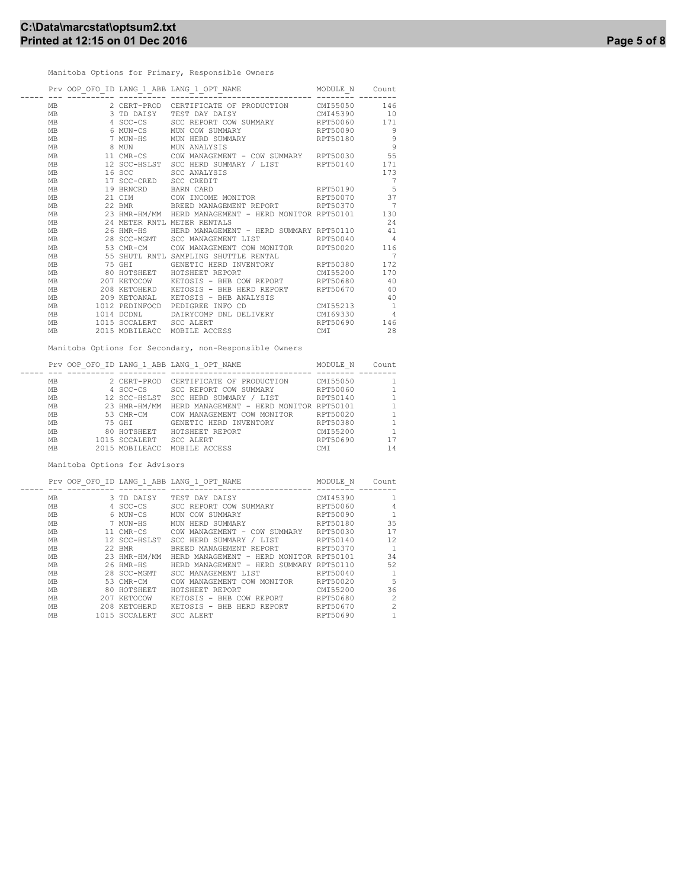Manitoba Options for Primary, Responsible Owners

| Prv | OOP_OFO_ID | LANG_1_ABB | LANG_1_OPT_NAME | MODULE_N | Count |
|---|---|---|---|---|---|
| MB | 2 | CERT-PROD | CERTIFICATE OF PRODUCTION | CMI55050 | 146 |
| MB | 3 | TD DAISY | TEST DAY DAISY | CMI45390 | 10 |
| MB | 4 | SCC-CS | SCC REPORT COW SUMMARY | RPT50060 | 171 |
| MB | 6 | MUN-CS | MUN COW SUMMARY | RPT50090 | 9 |
| MB | 7 | MUN-HS | MUN HERD SUMMARY | RPT50180 | 9 |
| MB | 8 | MUN | MUN ANALYSIS | | 9 |
| MB | 11 | CMR-CS | COW MANAGEMENT - COW SUMMARY | RPT50030 | 55 |
| MB | 12 | SCC-HSLST | SCC HERD SUMMARY / LIST | RPT50140 | 171 |
| MB | 16 | SCC | SCC ANALYSIS | | 173 |
| MB | 17 | SCC-CRED | SCC CREDIT | | 7 |
| MB | 19 | BRNCRD | BARN CARD | RPT50190 | 5 |
| MB | 21 | CIM | COW INCOME MONITOR | RPT50070 | 37 |
| MB | 22 | BMR | BREED MANAGEMENT REPORT | RPT50370 | 7 |
| MB | 23 | HMR-HM/MM | HERD MANAGEMENT - HERD MONITOR | RPT50101 | 130 |
| MB | 24 | METER RNTL | METER RENTALS | | 24 |
| MB | 26 | HMR-HS | HERD MANAGEMENT - HERD SUMMARY | RPT50110 | 41 |
| MB | 28 | SCC-MGMT | SCC MANAGEMENT LIST | RPT50040 | 4 |
| MB | 53 | CMR-CM | COW MANAGEMENT COW MONITOR | RPT50020 | 116 |
| MB | 55 | SHUTL RNTL | SAMPLING SHUTTLE RENTAL | | 7 |
| MB | 75 | GHI | GENETIC HERD INVENTORY | RPT50380 | 172 |
| MB | 80 | HOTSHEET | HOTSHEET REPORT | CMI55200 | 170 |
| MB | 207 | KETOCOW | KETOSIS - BHB COW REPORT | RPT50680 | 40 |
| MB | 208 | KETOHERD | KETOSIS - BHB HERD REPORT | RPT50670 | 40 |
| MB | 209 | KETOANAL | KETOSIS - BHB ANALYSIS | | 40 |
| MB | 1012 | PEDINFOCD | PEDIGREE INFO CD | CMI55213 | 1 |
| MB | 1014 | DCDNL | DAIRYCOMP DNL DELIVERY | CMI69330 | 4 |
| MB | 1015 | SCCALERT | SCC ALERT | RPT50690 | 146 |
| MB | 2015 | MOBILEACC | MOBILE ACCESS | CMI | 28 |

Manitoba Options for Secondary, non-Responsible Owners

| Prv | OOP_OFO_ID | LANG_1_ABB | LANG_1_OPT_NAME | MODULE_N | Count |
|---|---|---|---|---|---|
| MB | 2 | CERT-PROD | CERTIFICATE OF PRODUCTION | CMI55050 | 1 |
| MB | 4 | SCC-CS | SCC REPORT COW SUMMARY | RPT50060 | 1 |
| MB | 12 | SCC-HSLST | SCC HERD SUMMARY / LIST | RPT50140 | 1 |
| MB | 23 | HMR-HM/MM | HERD MANAGEMENT - HERD MONITOR | RPT50101 | 1 |
| MB | 53 | CMR-CM | COW MANAGEMENT COW MONITOR | RPT50020 | 1 |
| MB | 75 | GHI | GENETIC HERD INVENTORY | RPT50380 | 1 |
| MB | 80 | HOTSHEET | HOTSHEET REPORT | CMI55200 | 1 |
| MB | 1015 | SCCALERT | SCC ALERT | RPT50690 | 17 |
| MB | 2015 | MOBILEACC | MOBILE ACCESS | CMI | 14 |

Manitoba Options for Advisors

| Prv | OOP_OFO_ID | LANG_1_ABB | LANG_1_OPT_NAME | MODULE_N | Count |
|---|---|---|---|---|---|
| MB | 3 | TD DAISY | TEST DAY DAISY | CMI45390 | 1 |
| MB | 4 | SCC-CS | SCC REPORT COW SUMMARY | RPT50060 | 4 |
| MB | 6 | MUN-CS | MUN COW SUMMARY | RPT50090 | 1 |
| MB | 7 | MUN-HS | MUN HERD SUMMARY | RPT50180 | 35 |
| MB | 11 | CMR-CS | COW MANAGEMENT - COW SUMMARY | RPT50030 | 17 |
| MB | 12 | SCC-HSLST | SCC HERD SUMMARY / LIST | RPT50140 | 12 |
| MB | 22 | BMR | BREED MANAGEMENT REPORT | RPT50370 | 1 |
| MB | 23 | HMR-HM/MM | HERD MANAGEMENT - HERD MONITOR | RPT50101 | 34 |
| MB | 26 | HMR-HS | HERD MANAGEMENT - HERD SUMMARY | RPT50110 | 52 |
| MB | 28 | SCC-MGMT | SCC MANAGEMENT LIST | RPT50040 | 1 |
| MB | 53 | CMR-CM | COW MANAGEMENT COW MONITOR | RPT50020 | 5 |
| MB | 80 | HOTSHEET | HOTSHEET REPORT | CMI55200 | 36 |
| MB | 207 | KETOCOW | KETOSIS - BHB COW REPORT | RPT50680 | 2 |
| MB | 208 | KETOHERD | KETOSIS - BHB HERD REPORT | RPT50670 | 2 |
| MB | 1015 | SCCALERT | SCC ALERT | RPT50690 | 1 |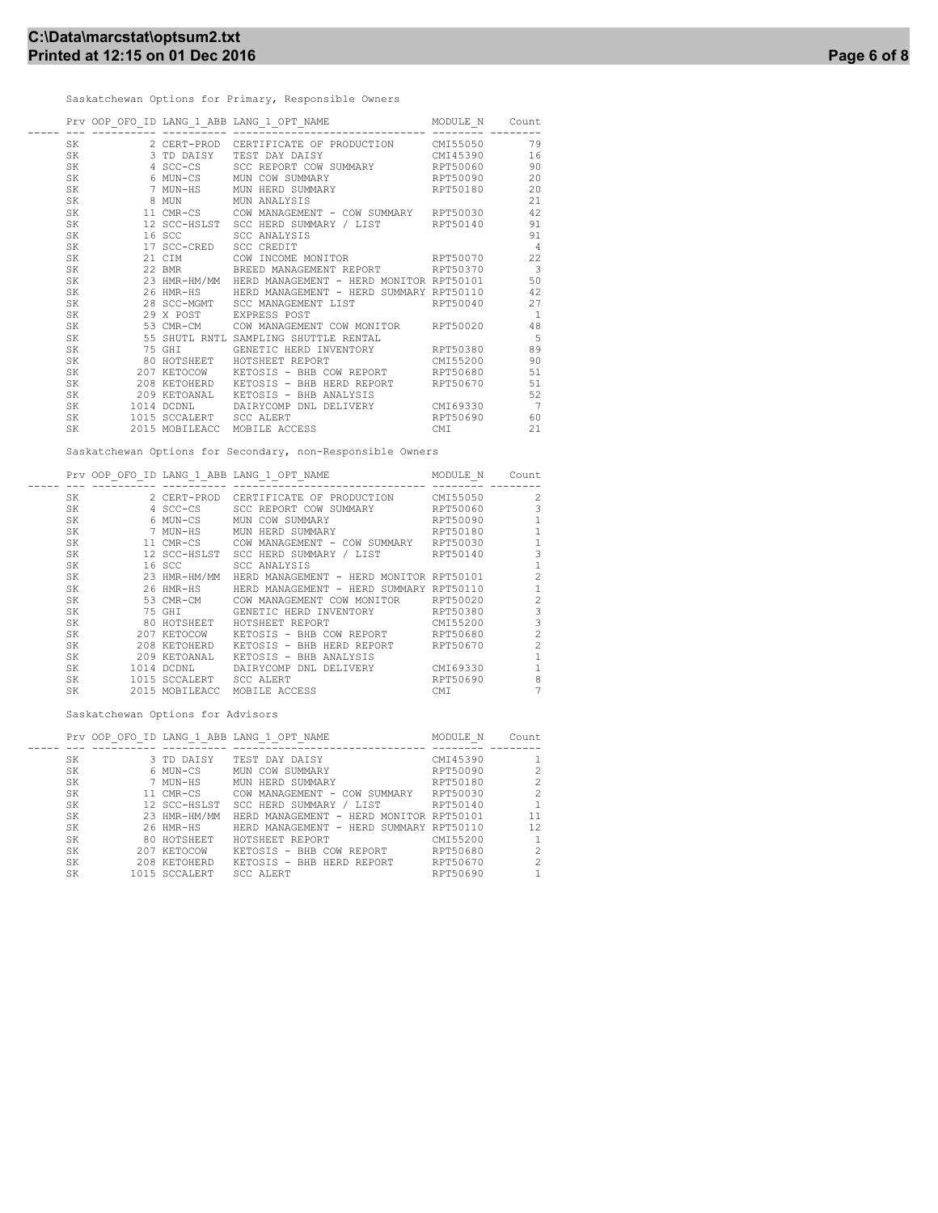Saskatchewan Options for Primary, Responsible Owners

| Prv | OOP_OFO_ID | LANG_1_ABB | LANG_1_OPT_NAME | MODULE_N | Count |
|---|---|---|---|---|---|
| SK | 2 | CERT-PROD | CERTIFICATE OF PRODUCTION | CMI55050 | 79 |
| SK | 3 | TD DAISY | TEST DAY DAISY | CMI45390 | 16 |
| SK | 4 | SCC-CS | SCC REPORT COW SUMMARY | RPT50060 | 90 |
| SK | 6 | MUN-CS | MUN COW SUMMARY | RPT50090 | 20 |
| SK | 7 | MUN-HS | MUN HERD SUMMARY | RPT50180 | 20 |
| SK | 8 | MUN | MUN ANALYSIS | | 21 |
| SK | 11 | CMR-CS | COW MANAGEMENT - COW SUMMARY | RPT50030 | 42 |
| SK | 12 | SCC-HSLST | SCC HERD SUMMARY / LIST | RPT50140 | 91 |
| SK | 16 | SCC | SCC ANALYSIS | | 91 |
| SK | 17 | SCC-CRED | SCC CREDIT | | 4 |
| SK | 21 | CIM | COW INCOME MONITOR | RPT50070 | 22 |
| SK | 22 | BMR | BREED MANAGEMENT REPORT | RPT50370 | 3 |
| SK | 23 | HMR-HM/MM | HERD MANAGEMENT - HERD MONITOR | RPT50101 | 50 |
| SK | 26 | HMR-HS | HERD MANAGEMENT - HERD SUMMARY | RPT50110 | 42 |
| SK | 28 | SCC-MGMT | SCC MANAGEMENT LIST | RPT50040 | 27 |
| SK | 29 | X POST | EXPRESS POST | | 1 |
| SK | 53 | CMR-CM | COW MANAGEMENT COW MONITOR | RPT50020 | 48 |
| SK | 55 | SHUTL RNTL | SAMPLING SHUTTLE RENTAL | | 5 |
| SK | 75 | GHI | GENETIC HERD INVENTORY | RPT50380 | 89 |
| SK | 80 | HOTSHEET | HOTSHEET REPORT | CMI55200 | 90 |
| SK | 207 | KETOCOW | KETOSIS - BHB COW REPORT | RPT50680 | 51 |
| SK | 208 | KETOHERD | KETOSIS - BHB HERD REPORT | RPT50670 | 51 |
| SK | 209 | KETOANAL | KETOSIS - BHB ANALYSIS | | 52 |
| SK | 1014 | DCDNL | DAIRYCOMP DNL DELIVERY | CMI69330 | 7 |
| SK | 1015 | SCCALERT | SCC ALERT | RPT50690 | 60 |
| SK | 2015 | MOBILEACC | MOBILE ACCESS | CMI | 21 |

Saskatchewan Options for Secondary, non-Responsible Owners

| Prv | OOP_OFO_ID | LANG_1_ABB | LANG_1_OPT_NAME | MODULE_N | Count |
|---|---|---|---|---|---|
| SK | 2 | CERT-PROD | CERTIFICATE OF PRODUCTION | CMI55050 | 2 |
| SK | 4 | SCC-CS | SCC REPORT COW SUMMARY | RPT50060 | 3 |
| SK | 6 | MUN-CS | MUN COW SUMMARY | RPT50090 | 1 |
| SK | 7 | MUN-HS | MUN HERD SUMMARY | RPT50180 | 1 |
| SK | 11 | CMR-CS | COW MANAGEMENT - COW SUMMARY | RPT50030 | 1 |
| SK | 12 | SCC-HSLST | SCC HERD SUMMARY / LIST | RPT50140 | 3 |
| SK | 16 | SCC | SCC ANALYSIS | | 1 |
| SK | 23 | HMR-HM/MM | HERD MANAGEMENT - HERD MONITOR | RPT50101 | 2 |
| SK | 26 | HMR-HS | HERD MANAGEMENT - HERD SUMMARY | RPT50110 | 1 |
| SK | 53 | CMR-CM | COW MANAGEMENT COW MONITOR | RPT50020 | 2 |
| SK | 75 | GHI | GENETIC HERD INVENTORY | RPT50380 | 3 |
| SK | 80 | HOTSHEET | HOTSHEET REPORT | CMI55200 | 3 |
| SK | 207 | KETOCOW | KETOSIS - BHB COW REPORT | RPT50680 | 2 |
| SK | 208 | KETOHERD | KETOSIS - BHB HERD REPORT | RPT50670 | 2 |
| SK | 209 | KETOANAL | KETOSIS - BHB ANALYSIS | | 1 |
| SK | 1014 | DCDNL | DAIRYCOMP DNL DELIVERY | CMI69330 | 1 |
| SK | 1015 | SCCALERT | SCC ALERT | RPT50690 | 8 |
| SK | 2015 | MOBILEACC | MOBILE ACCESS | CMI | 7 |

Saskatchewan Options for Advisors

| Prv | OOP_OFO_ID | LANG_1_ABB | LANG_1_OPT_NAME | MODULE_N | Count |
|---|---|---|---|---|---|
| SK | 3 | TD DAISY | TEST DAY DAISY | CMI45390 | 1 |
| SK | 6 | MUN-CS | MUN COW SUMMARY | RPT50090 | 2 |
| SK | 7 | MUN-HS | MUN HERD SUMMARY | RPT50180 | 2 |
| SK | 11 | CMR-CS | COW MANAGEMENT - COW SUMMARY | RPT50030 | 2 |
| SK | 12 | SCC-HSLST | SCC HERD SUMMARY / LIST | RPT50140 | 1 |
| SK | 23 | HMR-HM/MM | HERD MANAGEMENT - HERD MONITOR | RPT50101 | 11 |
| SK | 26 | HMR-HS | HERD MANAGEMENT - HERD SUMMARY | RPT50110 | 12 |
| SK | 80 | HOTSHEET | HOTSHEET REPORT | CMI55200 | 1 |
| SK | 207 | KETOCOW | KETOSIS - BHB COW REPORT | RPT50680 | 2 |
| SK | 208 | KETOHERD | KETOSIS - BHB HERD REPORT | RPT50670 | 2 |
| SK | 1015 | SCCALERT | SCC ALERT | RPT50690 | 1 |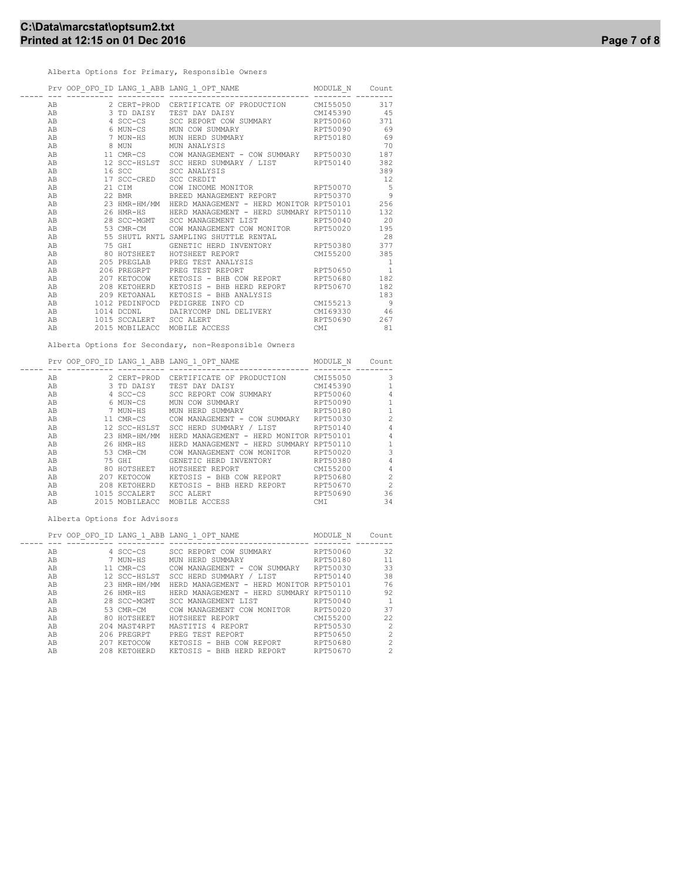Alberta Options for Primary, Responsible Owners

| | Prv | OOP_OFO_ID | LANG_1_ABB | LANG_1_OPT_NAME | MODULE_N | Count |
|---|---|---|---|---|---|---|
| | AB | 2 | CERT-PROD | CERTIFICATE OF PRODUCTION | CMI55050 | 317 |
| | AB | 3 | TD DAISY | TEST DAY DAISY | CMI45390 | 45 |
| | AB | 4 | SCC-CS | SCC REPORT COW SUMMARY | RPT50060 | 371 |
| | AB | 6 | MUN-CS | MUN COW SUMMARY | RPT50090 | 69 |
| | AB | 7 | MUN-HS | MUN HERD SUMMARY | RPT50180 | 69 |
| | AB | 8 | MUN | MUN ANALYSIS | | 70 |
| | AB | 11 | CMR-CS | COW MANAGEMENT - COW SUMMARY | RPT50030 | 187 |
| | AB | 12 | SCC-HSLST | SCC HERD SUMMARY / LIST | RPT50140 | 382 |
| | AB | 16 | SCC | SCC ANALYSIS | | 389 |
| | AB | 17 | SCC-CRED | SCC CREDIT | | 12 |
| | AB | 21 | CIM | COW INCOME MONITOR | RPT50070 | 5 |
| | AB | 22 | BMR | BREED MANAGEMENT REPORT | RPT50370 | 9 |
| | AB | 23 | HMR-HM/MM | HERD MANAGEMENT - HERD MONITOR | RPT50101 | 256 |
| | AB | 26 | HMR-HS | HERD MANAGEMENT - HERD SUMMARY | RPT50110 | 132 |
| | AB | 28 | SCC-MGMT | SCC MANAGEMENT LIST | RPT50040 | 20 |
| | AB | 53 | CMR-CM | COW MANAGEMENT COW MONITOR | RPT50020 | 195 |
| | AB | 55 | SHUTL RNTL | SAMPLING SHUTTLE RENTAL | | 28 |
| | AB | 75 | GHI | GENETIC HERD INVENTORY | RPT50380 | 377 |
| | AB | 80 | HOTSHEET | HOTSHEET REPORT | CMI55200 | 385 |
| | AB | 205 | PREGLAB | PREG TEST ANALYSIS | | 1 |
| | AB | 206 | PREGRPT | PREG TEST REPORT | RPT50650 | 1 |
| | AB | 207 | KETOCOW | KETOSIS - BHB COW REPORT | RPT50680 | 182 |
| | AB | 208 | KETOHERD | KETOSIS - BHB HERD REPORT | RPT50670 | 182 |
| | AB | 209 | KETOANAL | KETOSIS - BHB ANALYSIS | | 183 |
| | AB | 1012 | PEDINFOCD | PEDIGREE INFO CD | CMI55213 | 9 |
| | AB | 1014 | DCDNL | DAIRYCOMP DNL DELIVERY | CMI69330 | 46 |
| | AB | 1015 | SCCALERT | SCC ALERT | RPT50690 | 267 |
| | AB | 2015 | MOBILEACC | MOBILE ACCESS | CMI | 81 |

Alberta Options for Secondary, non-Responsible Owners

| | Prv | OOP_OFO_ID | LANG_1_ABB | LANG_1_OPT_NAME | MODULE_N | Count |
|---|---|---|---|---|---|---|
| | AB | 2 | CERT-PROD | CERTIFICATE OF PRODUCTION | CMI55050 | 3 |
| | AB | 3 | TD DAISY | TEST DAY DAISY | CMI45390 | 1 |
| | AB | 4 | SCC-CS | SCC REPORT COW SUMMARY | RPT50060 | 4 |
| | AB | 6 | MUN-CS | MUN COW SUMMARY | RPT50090 | 1 |
| | AB | 7 | MUN-HS | MUN HERD SUMMARY | RPT50180 | 1 |
| | AB | 11 | CMR-CS | COW MANAGEMENT - COW SUMMARY | RPT50030 | 2 |
| | AB | 12 | SCC-HSLST | SCC HERD SUMMARY / LIST | RPT50140 | 4 |
| | AB | 23 | HMR-HM/MM | HERD MANAGEMENT - HERD MONITOR | RPT50101 | 4 |
| | AB | 26 | HMR-HS | HERD MANAGEMENT - HERD SUMMARY | RPT50110 | 1 |
| | AB | 53 | CMR-CM | COW MANAGEMENT COW MONITOR | RPT50020 | 3 |
| | AB | 75 | GHI | GENETIC HERD INVENTORY | RPT50380 | 4 |
| | AB | 80 | HOTSHEET | HOTSHEET REPORT | CMI55200 | 4 |
| | AB | 207 | KETOCOW | KETOSIS - BHB COW REPORT | RPT50680 | 2 |
| | AB | 208 | KETOHERD | KETOSIS - BHB HERD REPORT | RPT50670 | 2 |
| | AB | 1015 | SCCALERT | SCC ALERT | RPT50690 | 36 |
| | AB | 2015 | MOBILEACC | MOBILE ACCESS | CMI | 34 |

Alberta Options for Advisors

| | Prv | OOP_OFO_ID | LANG_1_ABB | LANG_1_OPT_NAME | MODULE_N | Count |
|---|---|---|---|---|---|---|
| | AB | 4 | SCC-CS | SCC REPORT COW SUMMARY | RPT50060 | 32 |
| | AB | 7 | MUN-HS | MUN HERD SUMMARY | RPT50180 | 11 |
| | AB | 11 | CMR-CS | COW MANAGEMENT - COW SUMMARY | RPT50030 | 33 |
| | AB | 12 | SCC-HSLST | SCC HERD SUMMARY / LIST | RPT50140 | 38 |
| | AB | 23 | HMR-HM/MM | HERD MANAGEMENT - HERD MONITOR | RPT50101 | 76 |
| | AB | 26 | HMR-HS | HERD MANAGEMENT - HERD SUMMARY | RPT50110 | 92 |
| | AB | 28 | SCC-MGMT | SCC MANAGEMENT LIST | RPT50040 | 1 |
| | AB | 53 | CMR-CM | COW MANAGEMENT COW MONITOR | RPT50020 | 37 |
| | AB | 80 | HOTSHEET | HOTSHEET REPORT | CMI55200 | 22 |
| | AB | 204 | MAST4RPT | MASTITIS 4 REPORT | RPT50530 | 2 |
| | AB | 206 | PREGRPT | PREG TEST REPORT | RPT50650 | 2 |
| | AB | 207 | KETOCOW | KETOSIS - BHB COW REPORT | RPT50680 | 2 |
| | AB | 208 | KETOHERD | KETOSIS - BHB HERD REPORT | RPT50670 | 2 |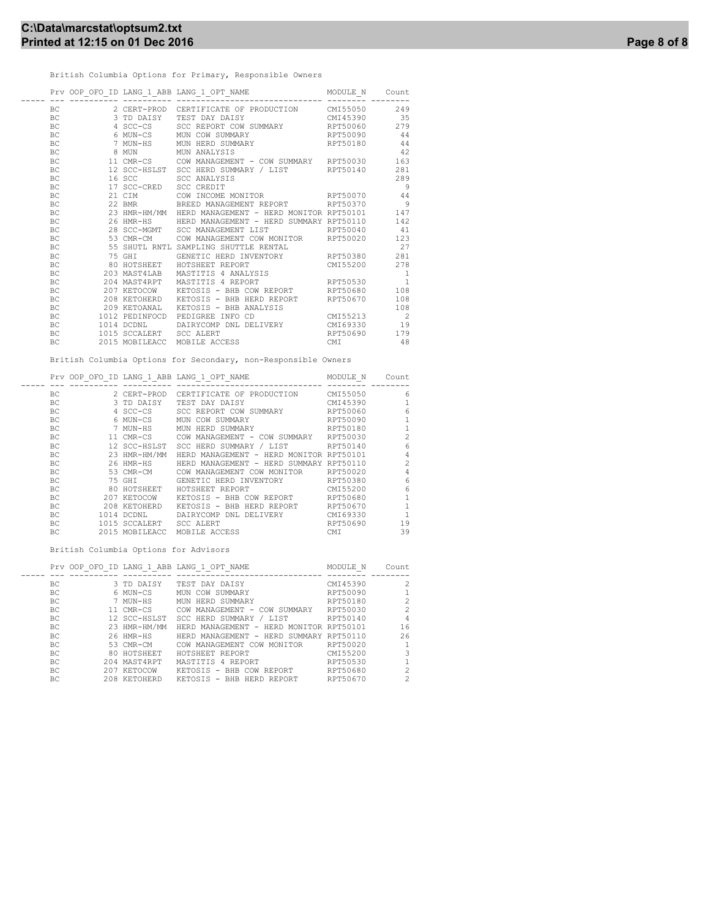British Columbia Options for Primary, Responsible Owners

| Prv | OOP_OFO_ID | LANG_1_ABB | LANG_1_OPT_NAME | MODULE_N | Count |
|---|---|---|---|---|---|
| BC | 2 | CERT-PROD | CERTIFICATE OF PRODUCTION | CMI55050 | 249 |
| BC | 3 | TD DAISY | TEST DAY DAISY | CMI45390 | 35 |
| BC | 4 | SCC-CS | SCC REPORT COW SUMMARY | RPT50060 | 279 |
| BC | 6 | MUN-CS | MUN COW SUMMARY | RPT50090 | 44 |
| BC | 7 | MUN-HS | MUN HERD SUMMARY | RPT50180 | 44 |
| BC | 8 | MUN | MUN ANALYSIS | | 42 |
| BC | 11 | CMR-CS | COW MANAGEMENT - COW SUMMARY | RPT50030 | 163 |
| BC | 12 | SCC-HSLST | SCC HERD SUMMARY / LIST | RPT50140 | 281 |
| BC | 16 | SCC | SCC ANALYSIS | | 289 |
| BC | 17 | SCC-CRED | SCC CREDIT | | 9 |
| BC | 21 | CIM | COW INCOME MONITOR | RPT50070 | 44 |
| BC | 22 | BMR | BREED MANAGEMENT REPORT | RPT50370 | 9 |
| BC | 23 | HMR-HM/MM | HERD MANAGEMENT - HERD MONITOR | RPT50101 | 147 |
| BC | 26 | HMR-HS | HERD MANAGEMENT - HERD SUMMARY | RPT50110 | 142 |
| BC | 28 | SCC-MGMT | SCC MANAGEMENT LIST | RPT50040 | 41 |
| BC | 53 | CMR-CM | COW MANAGEMENT COW MONITOR | RPT50020 | 123 |
| BC | 55 | SHUTL RNTL | SAMPLING SHUTTLE RENTAL | | 27 |
| BC | 75 | GHI | GENETIC HERD INVENTORY | RPT50380 | 281 |
| BC | 80 | HOTSHEET | HOTSHEET REPORT | CMI55200 | 278 |
| BC | 203 | MAST4LAB | MASTITIS 4 ANALYSIS | | 1 |
| BC | 204 | MAST4RPT | MASTITIS 4 REPORT | RPT50530 | 1 |
| BC | 207 | KETOCOW | KETOSIS - BHB COW REPORT | RPT50680 | 108 |
| BC | 208 | KETOHERD | KETOSIS - BHB HERD REPORT | RPT50670 | 108 |
| BC | 209 | KETOANAL | KETOSIS - BHB ANALYSIS | | 108 |
| BC | 1012 | PEDINFOCD | PEDIGREE INFO CD | CMI55213 | 2 |
| BC | 1014 | DCDNL | DAIRYCOMP DNL DELIVERY | CMI69330 | 19 |
| BC | 1015 | SCCALERT | SCC ALERT | RPT50690 | 179 |
| BC | 2015 | MOBILEACC | MOBILE ACCESS | CMI | 48 |

British Columbia Options for Secondary, non-Responsible Owners

| Prv | OOP_OFO_ID | LANG_1_ABB | LANG_1_OPT_NAME | MODULE_N | Count |
|---|---|---|---|---|---|
| BC | 2 | CERT-PROD | CERTIFICATE OF PRODUCTION | CMI55050 | 6 |
| BC | 3 | TD DAISY | TEST DAY DAISY | CMI45390 | 1 |
| BC | 4 | SCC-CS | SCC REPORT COW SUMMARY | RPT50060 | 6 |
| BC | 6 | MUN-CS | MUN COW SUMMARY | RPT50090 | 1 |
| BC | 7 | MUN-HS | MUN HERD SUMMARY | RPT50180 | 1 |
| BC | 11 | CMR-CS | COW MANAGEMENT - COW SUMMARY | RPT50030 | 2 |
| BC | 12 | SCC-HSLST | SCC HERD SUMMARY / LIST | RPT50140 | 6 |
| BC | 23 | HMR-HM/MM | HERD MANAGEMENT - HERD MONITOR | RPT50101 | 4 |
| BC | 26 | HMR-HS | HERD MANAGEMENT - HERD SUMMARY | RPT50110 | 2 |
| BC | 53 | CMR-CM | COW MANAGEMENT COW MONITOR | RPT50020 | 4 |
| BC | 75 | GHI | GENETIC HERD INVENTORY | RPT50380 | 6 |
| BC | 80 | HOTSHEET | HOTSHEET REPORT | CMI55200 | 6 |
| BC | 207 | KETOCOW | KETOSIS - BHB COW REPORT | RPT50680 | 1 |
| BC | 208 | KETOHERD | KETOSIS - BHB HERD REPORT | RPT50670 | 1 |
| BC | 1014 | DCDNL | DAIRYCOMP DNL DELIVERY | CMI69330 | 1 |
| BC | 1015 | SCCALERT | SCC ALERT | RPT50690 | 19 |
| BC | 2015 | MOBILEACC | MOBILE ACCESS | CMI | 39 |

British Columbia Options for Advisors

| Prv | OOP_OFO_ID | LANG_1_ABB | LANG_1_OPT_NAME | MODULE_N | Count |
|---|---|---|---|---|---|
| BC | 3 | TD DAISY | TEST DAY DAISY | CMI45390 | 2 |
| BC | 6 | MUN-CS | MUN COW SUMMARY | RPT50090 | 1 |
| BC | 7 | MUN-HS | MUN HERD SUMMARY | RPT50180 | 2 |
| BC | 11 | CMR-CS | COW MANAGEMENT - COW SUMMARY | RPT50030 | 2 |
| BC | 12 | SCC-HSLST | SCC HERD SUMMARY / LIST | RPT50140 | 4 |
| BC | 23 | HMR-HM/MM | HERD MANAGEMENT - HERD MONITOR | RPT50101 | 16 |
| BC | 26 | HMR-HS | HERD MANAGEMENT - HERD SUMMARY | RPT50110 | 26 |
| BC | 53 | CMR-CM | COW MANAGEMENT COW MONITOR | RPT50020 | 1 |
| BC | 80 | HOTSHEET | HOTSHEET REPORT | CMI55200 | 3 |
| BC | 204 | MAST4RPT | MASTITIS 4 REPORT | RPT50530 | 1 |
| BC | 207 | KETOCOW | KETOSIS - BHB COW REPORT | RPT50680 | 2 |
| BC | 208 | KETOHERD | KETOSIS - BHB HERD REPORT | RPT50670 | 2 |